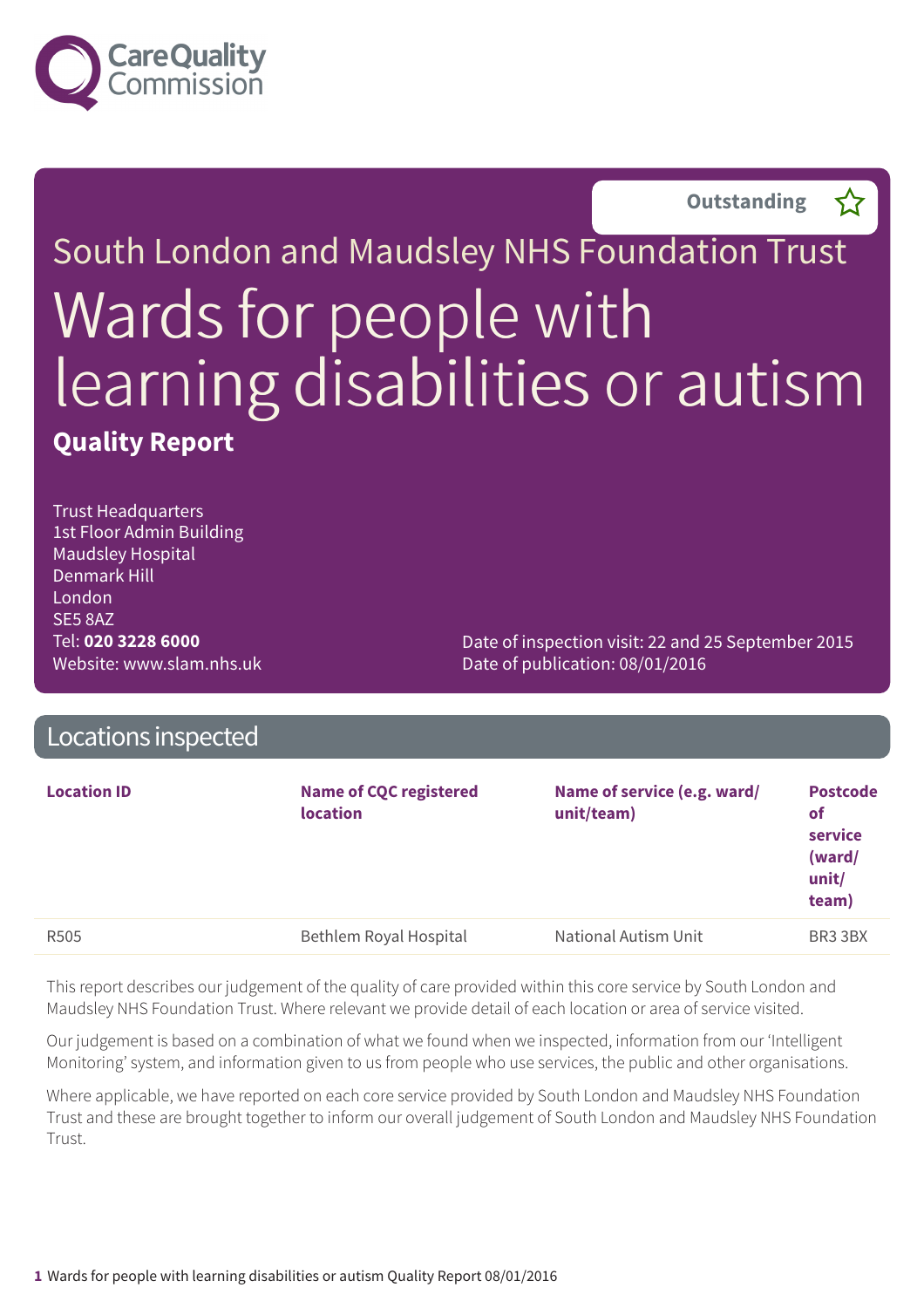Care Quality Commission

Outstanding ☆

# South London and Maudsley NHS Foundation Trust

# Wards for people with learning disabilities or autism

## Quality Report

Trust Headquarters
1st Floor Admin Building
Maudsley Hospital
Denmark Hill
London
SE5 8AZ
Tel: **020 3228 6000**
Website: www.slam.nhs.uk

Date of inspection visit: 22 and 25 September 2015
Date of publication: 08/01/2016

## Locations inspected

| Location ID | Name of CQC registered location | Name of service (e.g. ward/unit/team) | Postcode of service (ward/unit/team) |
|---|---|---|---|
| R505 | Bethlem Royal Hospital | National Autism Unit | BR3 3BX |

This report describes our judgement of the quality of care provided within this core service by South London and Maudsley NHS Foundation Trust. Where relevant we provide detail of each location or area of service visited.

Our judgement is based on a combination of what we found when we inspected, information from our 'Intelligent Monitoring' system, and information given to us from people who use services, the public and other organisations.

Where applicable, we have reported on each core service provided by South London and Maudsley NHS Foundation Trust and these are brought together to inform our overall judgement of South London and Maudsley NHS Foundation Trust.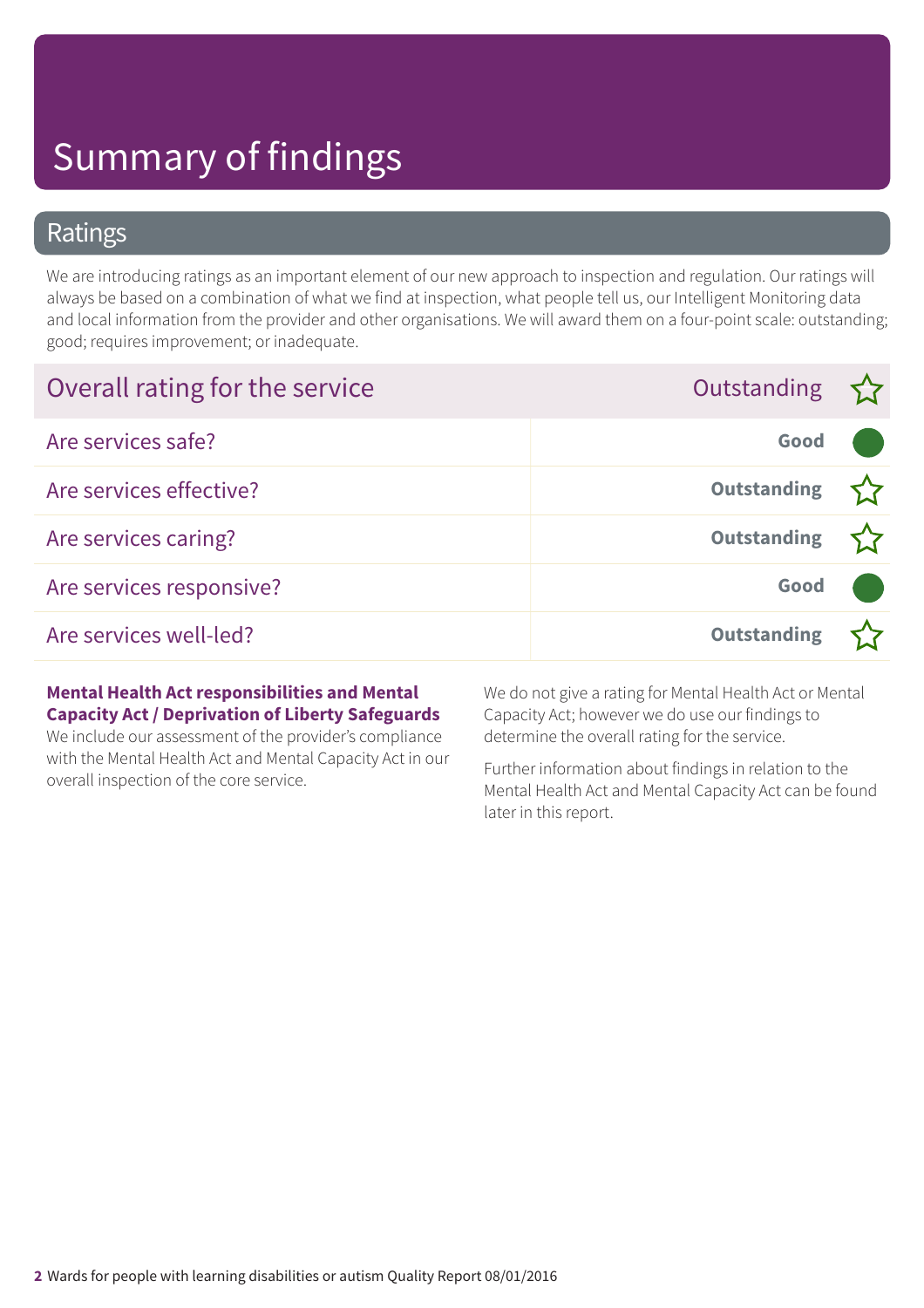# Summary of findings

## Ratings

We are introducing ratings as an important element of our new approach to inspection and regulation. Our ratings will always be based on a combination of what we find at inspection, what people tell us, our Intelligent Monitoring data and local information from the provider and other organisations. We will award them on a four-point scale: outstanding; good; requires improvement; or inadequate.

| Overall rating for the service | Outstanding |
|---|---|
| Are services safe? | **Good** |
| Are services effective? | **Outstanding** |
| Are services caring? | **Outstanding** |
| Are services responsive? | **Good** |
| Are services well-led? | **Outstanding** |

**Mental Health Act responsibilities and Mental Capacity Act / Deprivation of Liberty Safeguards**

We include our assessment of the provider's compliance with the Mental Health Act and Mental Capacity Act in our overall inspection of the core service.

We do not give a rating for Mental Health Act or Mental Capacity Act; however we do use our findings to determine the overall rating for the service.

Further information about findings in relation to the Mental Health Act and Mental Capacity Act can be found later in this report.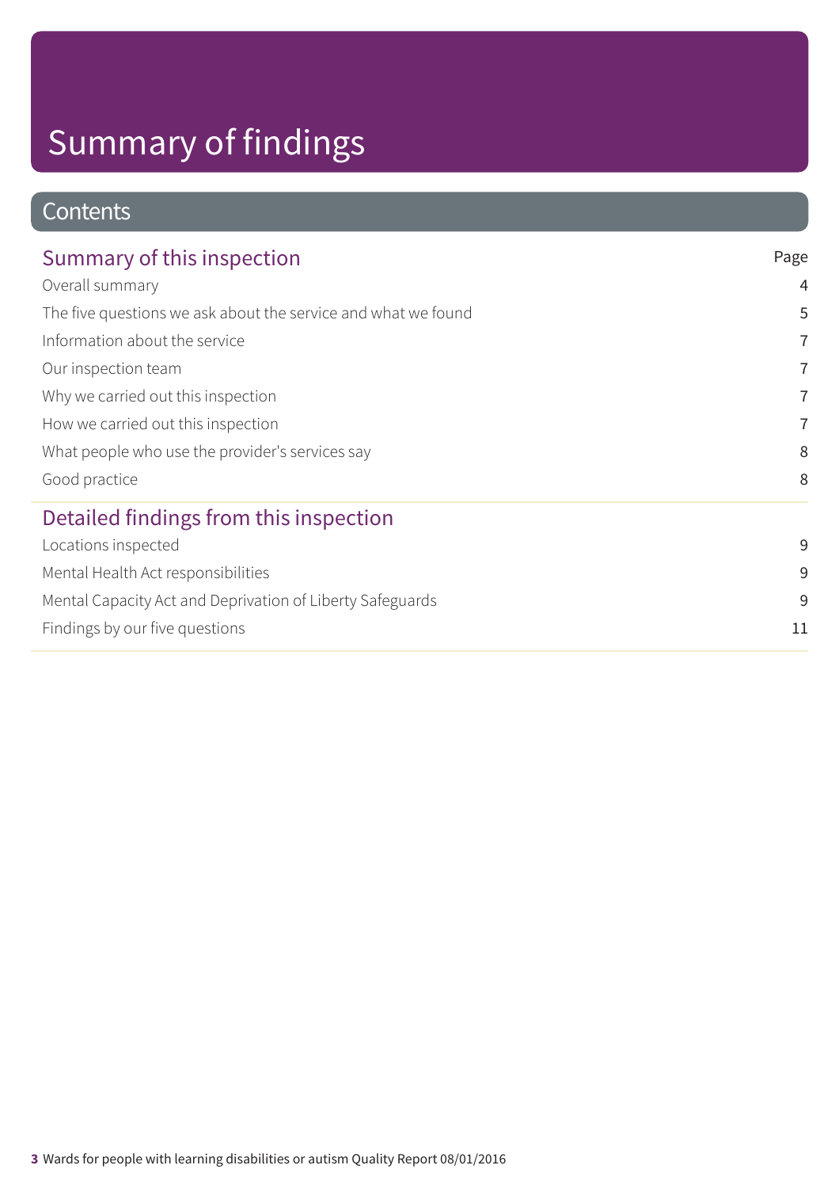# Summary of findings

## Contents

| Summary of this inspection | Page |
|---|---|
| Overall summary | 4 |
| The five questions we ask about the service and what we found | 5 |
| Information about the service | 7 |
| Our inspection team | 7 |
| Why we carried out this inspection | 7 |
| How we carried out this inspection | 7 |
| What people who use the provider's services say | 8 |
| Good practice | 8 |

| Detailed findings from this inspection | |
|---|---|
| Locations inspected | 9 |
| Mental Health Act responsibilities | 9 |
| Mental Capacity Act and Deprivation of Liberty Safeguards | 9 |
| Findings by our five questions | 11 |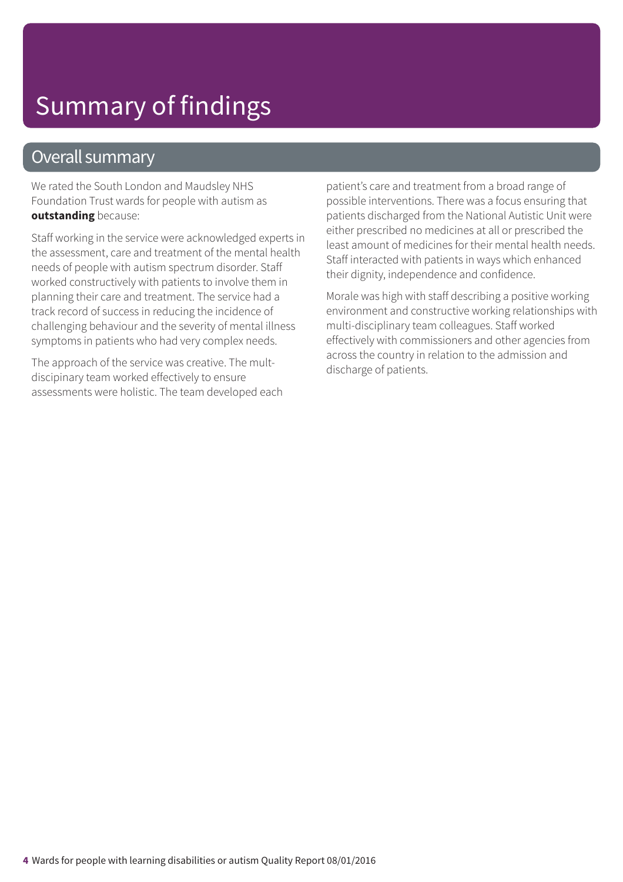# Summary of findings

## Overall summary

We rated the South London and Maudsley NHS Foundation Trust wards for people with autism as **outstanding** because:

Staff working in the service were acknowledged experts in the assessment, care and treatment of the mental health needs of people with autism spectrum disorder. Staff worked constructively with patients to involve them in planning their care and treatment. The service had a track record of success in reducing the incidence of challenging behaviour and the severity of mental illness symptoms in patients who had very complex needs.

The approach of the service was creative. The mult-discipinary team worked effectively to ensure assessments were holistic. The team developed each patient's care and treatment from a broad range of possible interventions. There was a focus ensuring that patients discharged from the National Autistic Unit were either prescribed no medicines at all or prescribed the least amount of medicines for their mental health needs. Staff interacted with patients in ways which enhanced their dignity, independence and confidence.

Morale was high with staff describing a positive working environment and constructive working relationships with multi-disciplinary team colleagues. Staff worked effectively with commissioners and other agencies from across the country in relation to the admission and discharge of patients.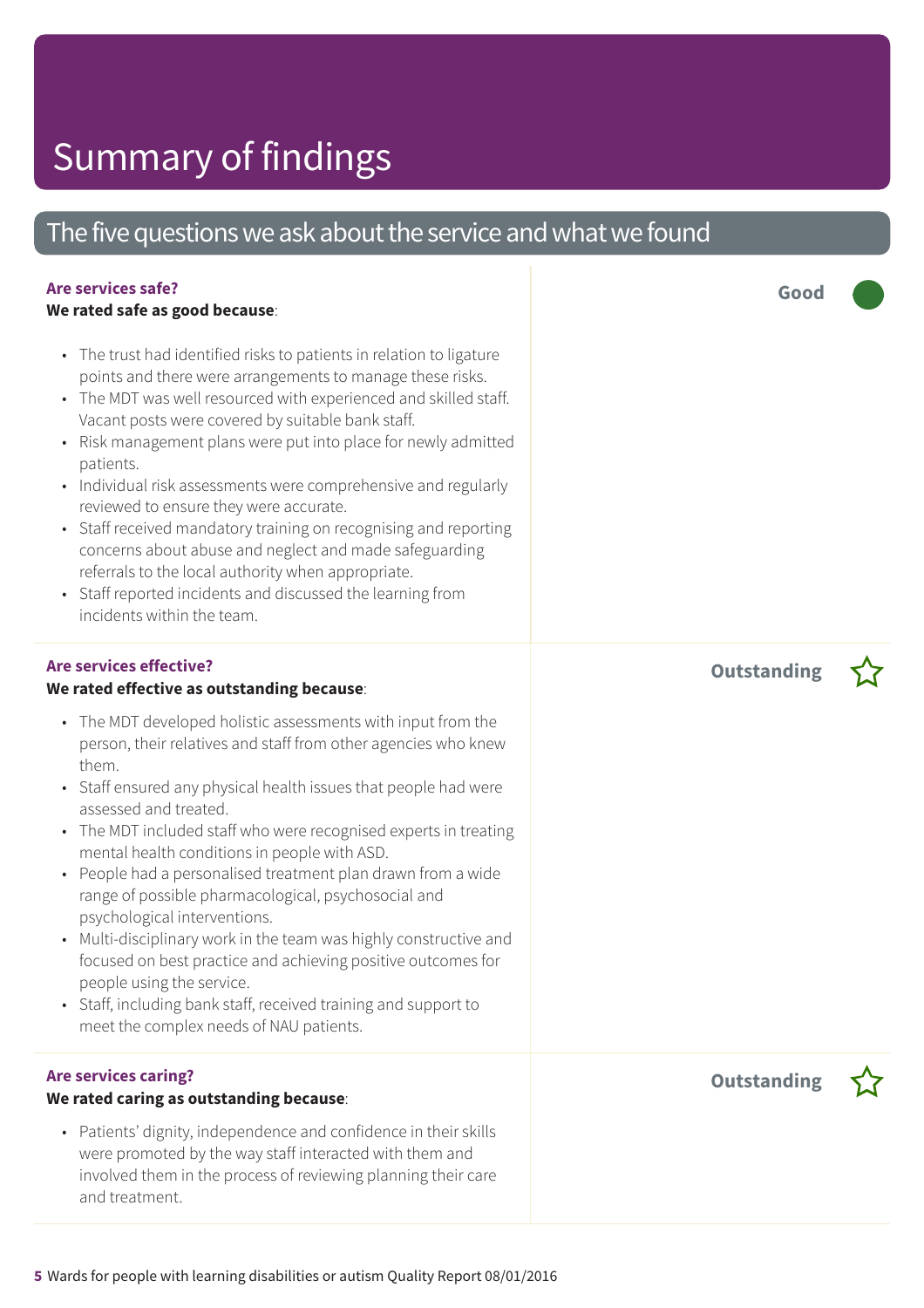# Summary of findings

## The five questions we ask about the service and what we found

**Are services safe?**

**We rated safe as good because**:

**Good**

- The trust had identified risks to patients in relation to ligature points and there were arrangements to manage these risks.
- The MDT was well resourced with experienced and skilled staff. Vacant posts were covered by suitable bank staff.
- Risk management plans were put into place for newly admitted patients.
- Individual risk assessments were comprehensive and regularly reviewed to ensure they were accurate.
- Staff received mandatory training on recognising and reporting concerns about abuse and neglect and made safeguarding referrals to the local authority when appropriate.
- Staff reported incidents and discussed the learning from incidents within the team.

**Are services effective?**

**We rated effective as outstanding because**:

**Outstanding**

- The MDT developed holistic assessments with input from the person, their relatives and staff from other agencies who knew them.
- Staff ensured any physical health issues that people had were assessed and treated.
- The MDT included staff who were recognised experts in treating mental health conditions in people with ASD.
- People had a personalised treatment plan drawn from a wide range of possible pharmacological, psychosocial and psychological interventions.
- Multi-disciplinary work in the team was highly constructive and focused on best practice and achieving positive outcomes for people using the service.
- Staff, including bank staff, received training and support to meet the complex needs of NAU patients.

**Are services caring?**

**We rated caring as outstanding because**:

**Outstanding**

- Patients' dignity, independence and confidence in their skills were promoted by the way staff interacted with them and involved them in the process of reviewing planning their care and treatment.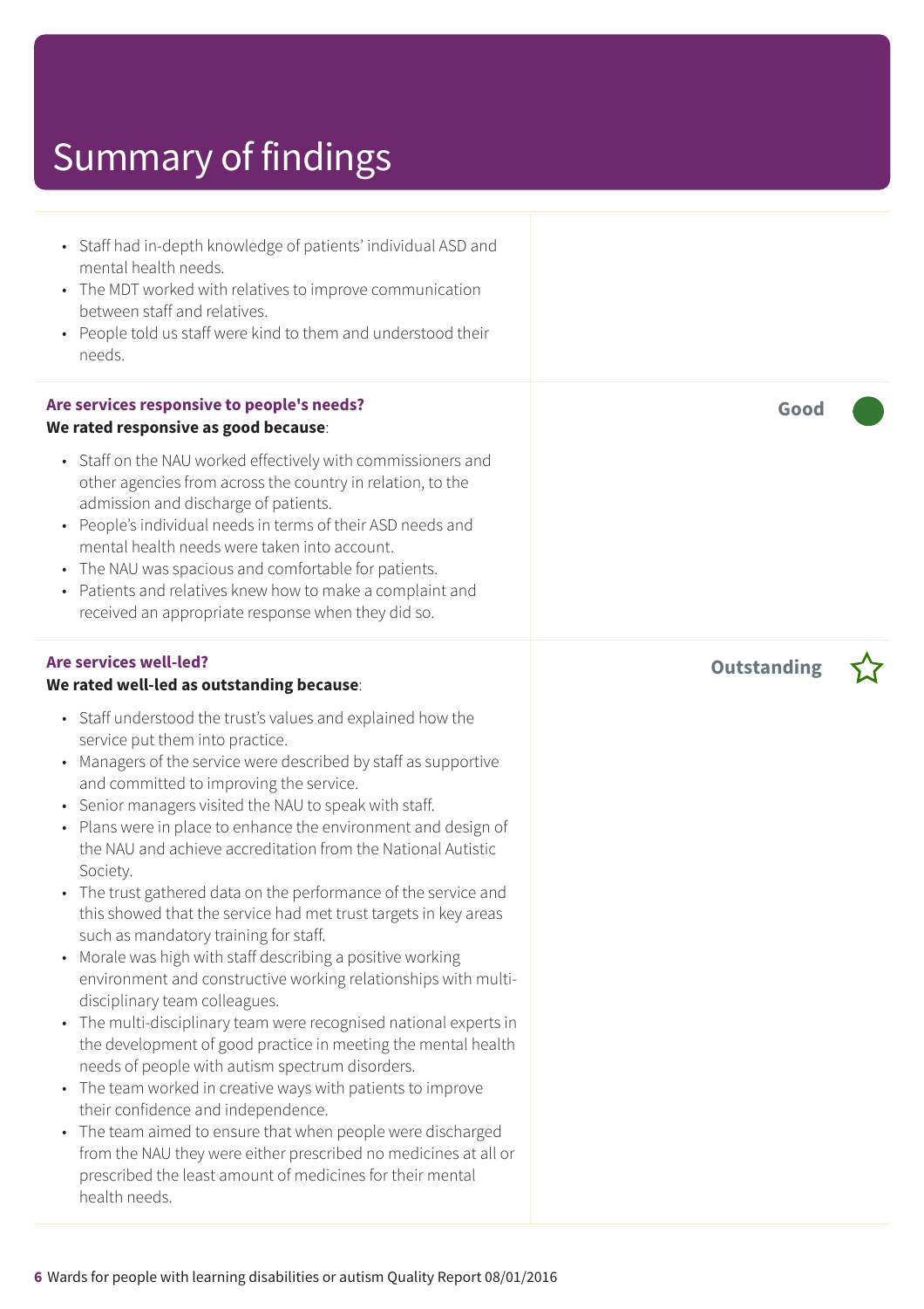# Summary of findings

- Staff had in-depth knowledge of patients' individual ASD and mental health needs.
- The MDT worked with relatives to improve communication between staff and relatives.
- People told us staff were kind to them and understood their needs.

### Are services responsive to people's needs?

**We rated responsive as good because**:

**Good**

- Staff on the NAU worked effectively with commissioners and other agencies from across the country in relation, to the admission and discharge of patients.
- People's individual needs in terms of their ASD needs and mental health needs were taken into account.
- The NAU was spacious and comfortable for patients.
- Patients and relatives knew how to make a complaint and received an appropriate response when they did so.

### Are services well-led?

**We rated well-led as outstanding because**:

**Outstanding**

- Staff understood the trust's values and explained how the service put them into practice.
- Managers of the service were described by staff as supportive and committed to improving the service.
- Senior managers visited the NAU to speak with staff.
- Plans were in place to enhance the environment and design of the NAU and achieve accreditation from the National Autistic Society.
- The trust gathered data on the performance of the service and this showed that the service had met trust targets in key areas such as mandatory training for staff.
- Morale was high with staff describing a positive working environment and constructive working relationships with multi-disciplinary team colleagues.
- The multi-disciplinary team were recognised national experts in the development of good practice in meeting the mental health needs of people with autism spectrum disorders.
- The team worked in creative ways with patients to improve their confidence and independence.
- The team aimed to ensure that when people were discharged from the NAU they were either prescribed no medicines at all or prescribed the least amount of medicines for their mental health needs.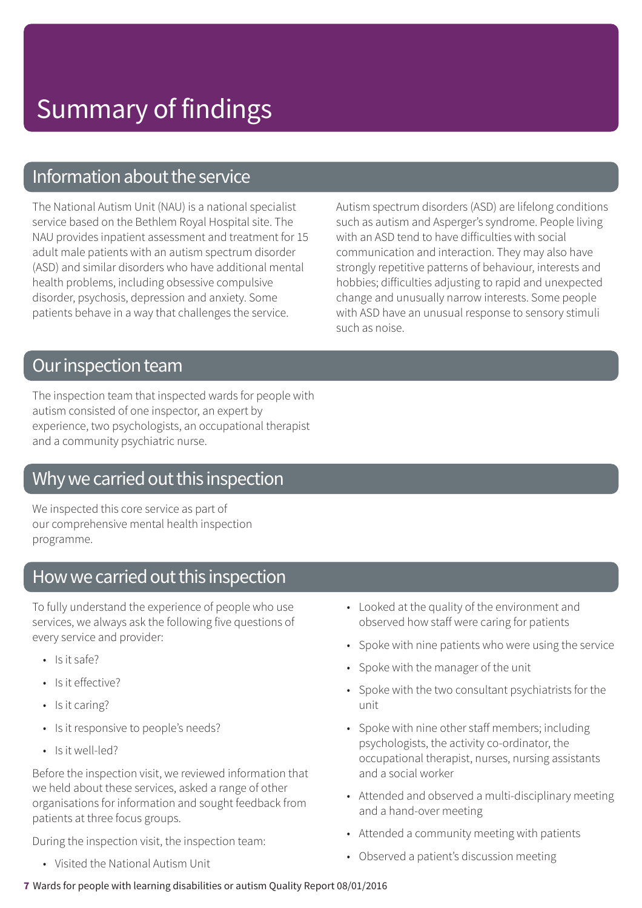# Summary of findings

## Information about the service

The National Autism Unit (NAU) is a national specialist service based on the Bethlem Royal Hospital site. The NAU provides inpatient assessment and treatment for 15 adult male patients with an autism spectrum disorder (ASD) and similar disorders who have additional mental health problems, including obsessive compulsive disorder, psychosis, depression and anxiety. Some patients behave in a way that challenges the service.

Autism spectrum disorders (ASD) are lifelong conditions such as autism and Asperger's syndrome. People living with an ASD tend to have difficulties with social communication and interaction. They may also have strongly repetitive patterns of behaviour, interests and hobbies; difficulties adjusting to rapid and unexpected change and unusually narrow interests. Some people with ASD have an unusual response to sensory stimuli such as noise.

## Our inspection team

The inspection team that inspected wards for people with autism consisted of one inspector, an expert by experience, two psychologists, an occupational therapist and a community psychiatric nurse.

## Why we carried out this inspection

We inspected this core service as part of our comprehensive mental health inspection programme.

## How we carried out this inspection

To fully understand the experience of people who use services, we always ask the following five questions of every service and provider:

- Is it safe?
- Is it effective?
- Is it caring?
- Is it responsive to people's needs?
- Is it well-led?

Before the inspection visit, we reviewed information that we held about these services, asked a range of other organisations for information and sought feedback from patients at three focus groups.

During the inspection visit, the inspection team:

- Visited the National Autism Unit
- Looked at the quality of the environment and observed how staff were caring for patients
- Spoke with nine patients who were using the service
- Spoke with the manager of the unit
- Spoke with the two consultant psychiatrists for the unit
- Spoke with nine other staff members; including psychologists, the activity co-ordinator, the occupational therapist, nurses, nursing assistants and a social worker
- Attended and observed a multi-disciplinary meeting and a hand-over meeting
- Attended a community meeting with patients
- Observed a patient's discussion meeting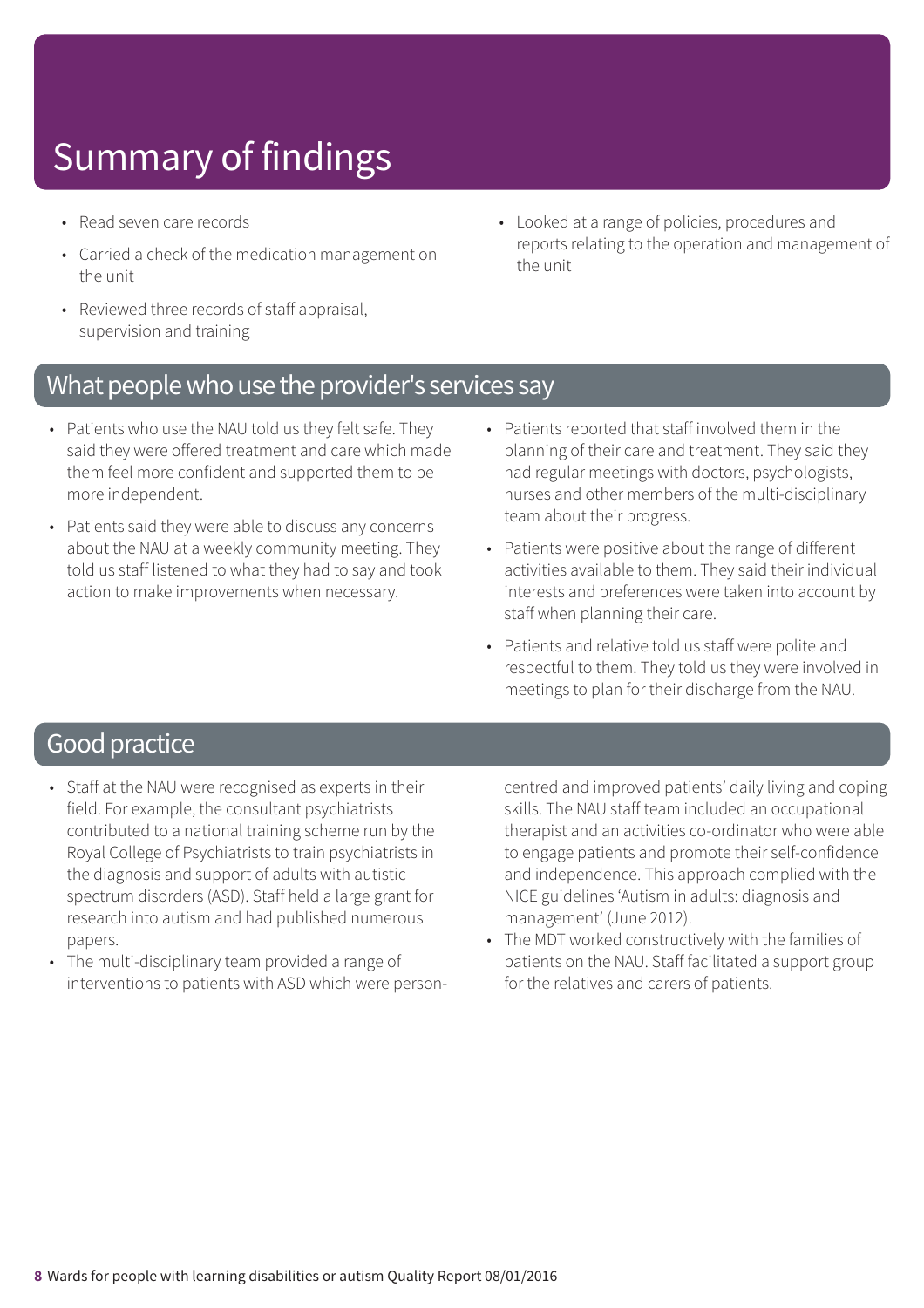# Summary of findings

- Read seven care records
- Carried a check of the medication management on the unit
- Reviewed three records of staff appraisal, supervision and training
- Looked at a range of policies, procedures and reports relating to the operation and management of the unit

## What people who use the provider's services say

- Patients who use the NAU told us they felt safe. They said they were offered treatment and care which made them feel more confident and supported them to be more independent.
- Patients said they were able to discuss any concerns about the NAU at a weekly community meeting. They told us staff listened to what they had to say and took action to make improvements when necessary.
- Patients reported that staff involved them in the planning of their care and treatment. They said they had regular meetings with doctors, psychologists, nurses and other members of the multi-disciplinary team about their progress.
- Patients were positive about the range of different activities available to them. They said their individual interests and preferences were taken into account by staff when planning their care.
- Patients and relative told us staff were polite and respectful to them. They told us they were involved in meetings to plan for their discharge from the NAU.

## Good practice

- Staff at the NAU were recognised as experts in their field. For example, the consultant psychiatrists contributed to a national training scheme run by the Royal College of Psychiatrists to train psychiatrists in the diagnosis and support of adults with autistic spectrum disorders (ASD). Staff held a large grant for research into autism and had published numerous papers.
- The multi-disciplinary team provided a range of interventions to patients with ASD which were person-centred and improved patients' daily living and coping skills. The NAU staff team included an occupational therapist and an activities co-ordinator who were able to engage patients and promote their self-confidence and independence. This approach complied with the NICE guidelines 'Autism in adults: diagnosis and management' (June 2012).
- The MDT worked constructively with the families of patients on the NAU. Staff facilitated a support group for the relatives and carers of patients.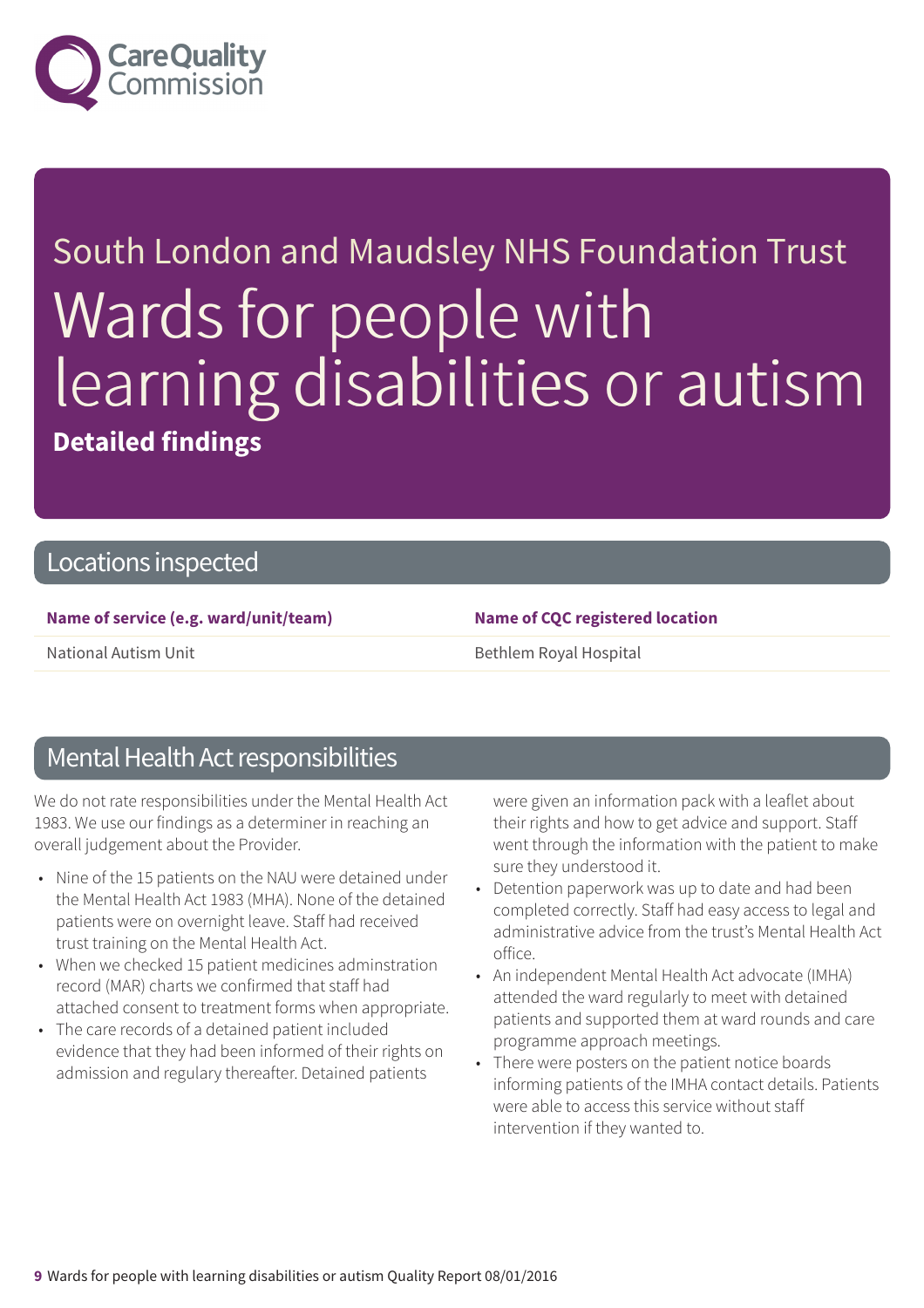South London and Maudsley NHS Foundation Trust

# Wards for people with learning disabilities or autism

**Detailed findings**

## Locations inspected

| Name of service (e.g. ward/unit/team) | Name of CQC registered location |
| --- | --- |
| National Autism Unit | Bethlem Royal Hospital |

## Mental Health Act responsibilities

We do not rate responsibilities under the Mental Health Act 1983. We use our findings as a determiner in reaching an overall judgement about the Provider.

- Nine of the 15 patients on the NAU were detained under the Mental Health Act 1983 (MHA). None of the detained patients were on overnight leave. Staff had received trust training on the Mental Health Act.
- When we checked 15 patient medicines adminstration record (MAR) charts we confirmed that staff had attached consent to treatment forms when appropriate.
- The care records of a detained patient included evidence that they had been informed of their rights on admission and regulary thereafter. Detained patients were given an information pack with a leaflet about their rights and how to get advice and support. Staff went through the information with the patient to make sure they understood it.
- Detention paperwork was up to date and had been completed correctly. Staff had easy access to legal and administrative advice from the trust's Mental Health Act office.
- An independent Mental Health Act advocate (IMHA) attended the ward regularly to meet with detained patients and supported them at ward rounds and care programme approach meetings.
- There were posters on the patient notice boards informing patients of the IMHA contact details. Patients were able to access this service without staff intervention if they wanted to.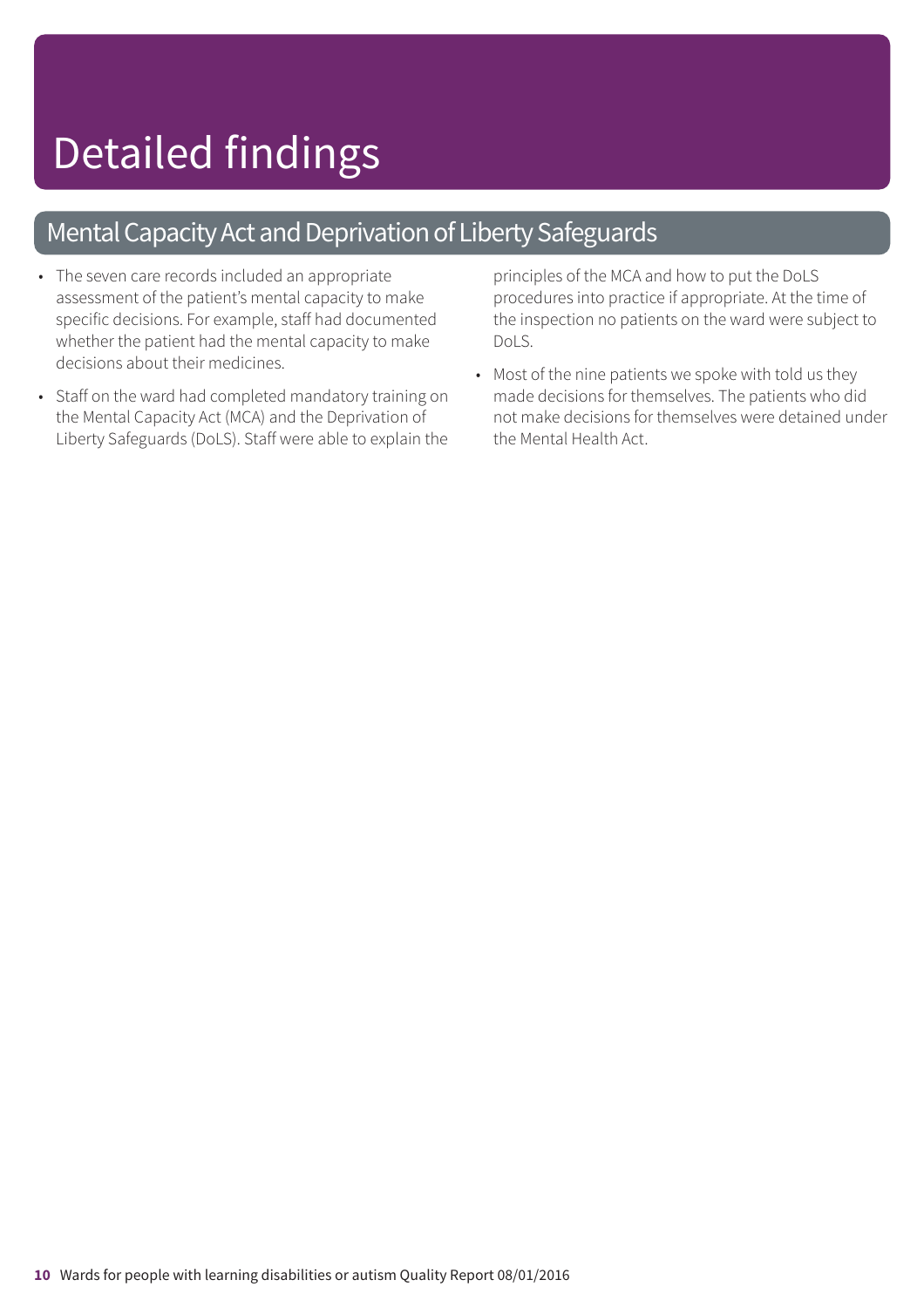# Detailed findings

## Mental Capacity Act and Deprivation of Liberty Safeguards

- The seven care records included an appropriate assessment of the patient's mental capacity to make specific decisions. For example, staff had documented whether the patient had the mental capacity to make decisions about their medicines.
- Staff on the ward had completed mandatory training on the Mental Capacity Act (MCA) and the Deprivation of Liberty Safeguards (DoLS). Staff were able to explain the principles of the MCA and how to put the DoLS procedures into practice if appropriate. At the time of the inspection no patients on the ward were subject to DoLS.
- Most of the nine patients we spoke with told us they made decisions for themselves. The patients who did not make decisions for themselves were detained under the Mental Health Act.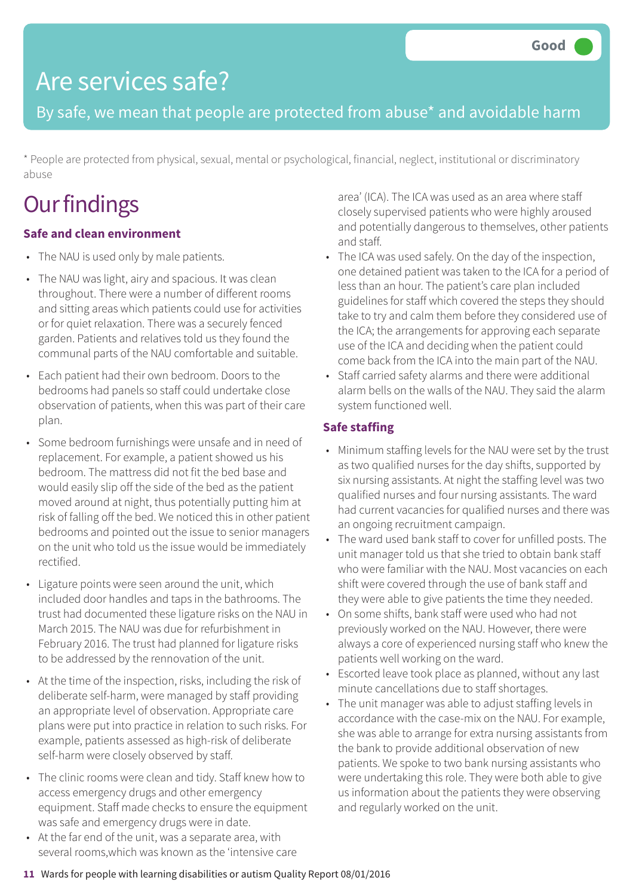Good

# Are services safe?

By safe, we mean that people are protected from abuse* and avoidable harm

* People are protected from physical, sexual, mental or psychological, financial, neglect, institutional or discriminatory abuse

# Our findings

### Safe and clean environment

- The NAU is used only by male patients.
- The NAU was light, airy and spacious. It was clean throughout. There were a number of different rooms and sitting areas which patients could use for activities or for quiet relaxation. There was a securely fenced garden. Patients and relatives told us they found the communal parts of the NAU comfortable and suitable.
- Each patient had their own bedroom. Doors to the bedrooms had panels so staff could undertake close observation of patients, when this was part of their care plan.
- Some bedroom furnishings were unsafe and in need of replacement. For example, a patient showed us his bedroom. The mattress did not fit the bed base and would easily slip off the side of the bed as the patient moved around at night, thus potentially putting him at risk of falling off the bed. We noticed this in other patient bedrooms and pointed out the issue to senior managers on the unit who told us the issue would be immediately rectified.
- Ligature points were seen around the unit, which included door handles and taps in the bathrooms. The trust had documented these ligature risks on the NAU in March 2015. The NAU was due for refurbishment in February 2016. The trust had planned for ligature risks to be addressed by the rennovation of the unit.
- At the time of the inspection, risks, including the risk of deliberate self-harm, were managed by staff providing an appropriate level of observation. Appropriate care plans were put into practice in relation to such risks. For example, patients assessed as high-risk of deliberate self-harm were closely observed by staff.
- The clinic rooms were clean and tidy. Staff knew how to access emergency drugs and other emergency equipment. Staff made checks to ensure the equipment was safe and emergency drugs were in date.
- At the far end of the unit, was a separate area, with several rooms,which was known as the 'intensive care area' (ICA). The ICA was used as an area where staff closely supervised patients who were highly aroused and potentially dangerous to themselves, other patients and staff.
- The ICA was used safely. On the day of the inspection, one detained patient was taken to the ICA for a period of less than an hour. The patient's care plan included guidelines for staff which covered the steps they should take to try and calm them before they considered use of the ICA; the arrangements for approving each separate use of the ICA and deciding when the patient could come back from the ICA into the main part of the NAU.
- Staff carried safety alarms and there were additional alarm bells on the walls of the NAU. They said the alarm system functioned well.

### Safe staffing

- Minimum staffing levels for the NAU were set by the trust as two qualified nurses for the day shifts, supported by six nursing assistants. At night the staffing level was two qualified nurses and four nursing assistants. The ward had current vacancies for qualified nurses and there was an ongoing recruitment campaign.
- The ward used bank staff to cover for unfilled posts. The unit manager told us that she tried to obtain bank staff who were familiar with the NAU. Most vacancies on each shift were covered through the use of bank staff and they were able to give patients the time they needed.
- On some shifts, bank staff were used who had not previously worked on the NAU. However, there were always a core of experienced nursing staff who knew the patients well working on the ward.
- Escorted leave took place as planned, without any last minute cancellations due to staff shortages.
- The unit manager was able to adjust staffing levels in accordance with the case-mix on the NAU. For example, she was able to arrange for extra nursing assistants from the bank to provide additional observation of new patients. We spoke to two bank nursing assistants who were undertaking this role. They were both able to give us information about the patients they were observing and regularly worked on the unit.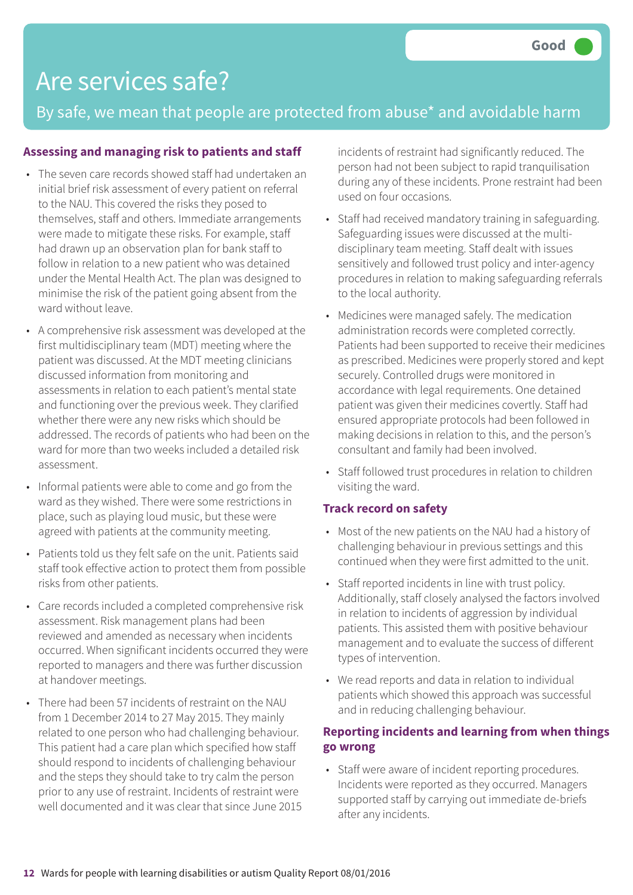Good

# Are services safe?

By safe, we mean that people are protected from abuse* and avoidable harm

### Assessing and managing risk to patients and staff

- The seven care records showed staff had undertaken an initial brief risk assessment of every patient on referral to the NAU. This covered the risks they posed to themselves, staff and others. Immediate arrangements were made to mitigate these risks. For example, staff had drawn up an observation plan for bank staff to follow in relation to a new patient who was detained under the Mental Health Act. The plan was designed to minimise the risk of the patient going absent from the ward without leave.
- A comprehensive risk assessment was developed at the first multidisciplinary team (MDT) meeting where the patient was discussed. At the MDT meeting clinicians discussed information from monitoring and assessments in relation to each patient's mental state and functioning over the previous week. They clarified whether there were any new risks which should be addressed. The records of patients who had been on the ward for more than two weeks included a detailed risk assessment.
- Informal patients were able to come and go from the ward as they wished. There were some restrictions in place, such as playing loud music, but these were agreed with patients at the community meeting.
- Patients told us they felt safe on the unit. Patients said staff took effective action to protect them from possible risks from other patients.
- Care records included a completed comprehensive risk assessment. Risk management plans had been reviewed and amended as necessary when incidents occurred. When significant incidents occurred they were reported to managers and there was further discussion at handover meetings.
- There had been 57 incidents of restraint on the NAU from 1 December 2014 to 27 May 2015. They mainly related to one person who had challenging behaviour. This patient had a care plan which specified how staff should respond to incidents of challenging behaviour and the steps they should take to try calm the person prior to any use of restraint. Incidents of restraint were well documented and it was clear that since June 2015 incidents of restraint had significantly reduced. The person had not been subject to rapid tranquilisation during any of these incidents. Prone restraint had been used on four occasions.
- Staff had received mandatory training in safeguarding. Safeguarding issues were discussed at the multi-disciplinary team meeting. Staff dealt with issues sensitively and followed trust policy and inter-agency procedures in relation to making safeguarding referrals to the local authority.
- Medicines were managed safely. The medication administration records were completed correctly. Patients had been supported to receive their medicines as prescribed. Medicines were properly stored and kept securely. Controlled drugs were monitored in accordance with legal requirements. One detained patient was given their medicines covertly. Staff had ensured appropriate protocols had been followed in making decisions in relation to this, and the person's consultant and family had been involved.
- Staff followed trust procedures in relation to children visiting the ward.

### Track record on safety

- Most of the new patients on the NAU had a history of challenging behaviour in previous settings and this continued when they were first admitted to the unit.
- Staff reported incidents in line with trust policy. Additionally, staff closely analysed the factors involved in relation to incidents of aggression by individual patients. This assisted them with positive behaviour management and to evaluate the success of different types of intervention.
- We read reports and data in relation to individual patients which showed this approach was successful and in reducing challenging behaviour.

### Reporting incidents and learning from when things go wrong

- Staff were aware of incident reporting procedures. Incidents were reported as they occurred. Managers supported staff by carrying out immediate de-briefs after any incidents.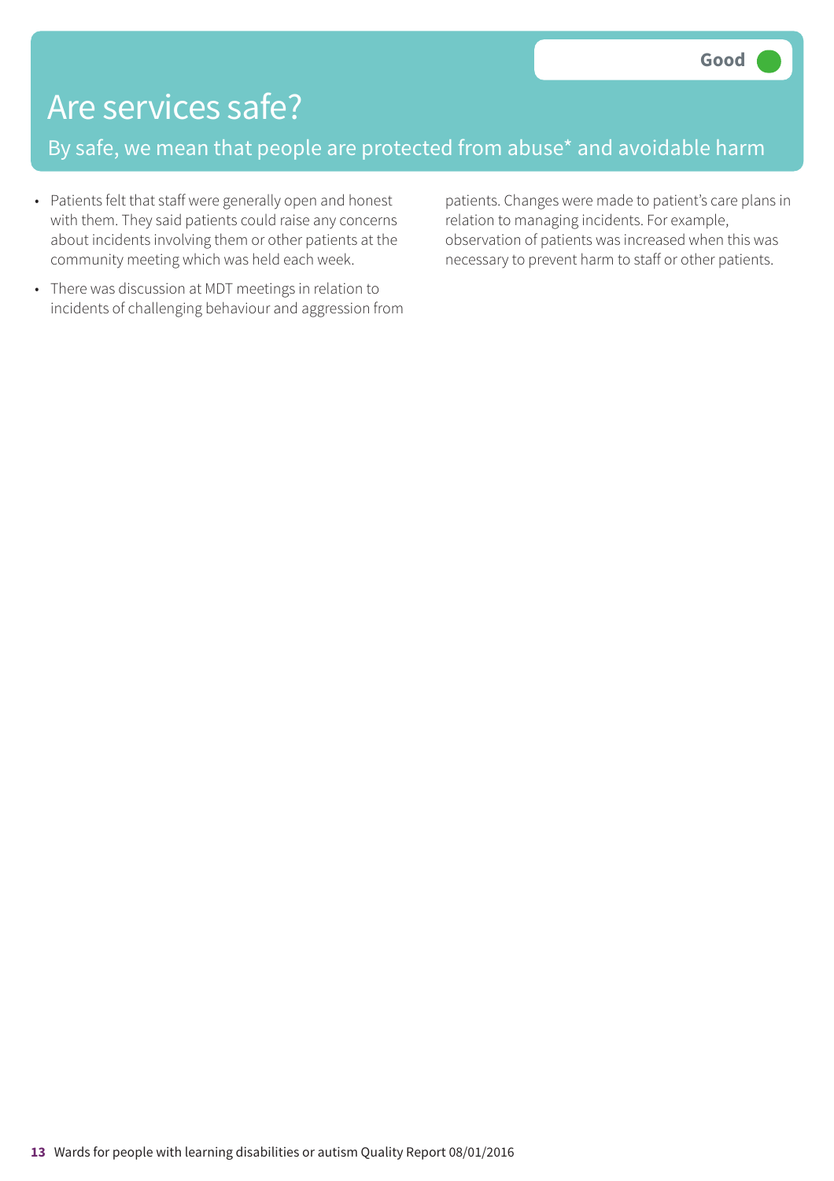Good

# Are services safe?

By safe, we mean that people are protected from abuse* and avoidable harm

- Patients felt that staff were generally open and honest with them. They said patients could raise any concerns about incidents involving them or other patients at the community meeting which was held each week.
- There was discussion at MDT meetings in relation to incidents of challenging behaviour and aggression from patients. Changes were made to patient's care plans in relation to managing incidents. For example, observation of patients was increased when this was necessary to prevent harm to staff or other patients.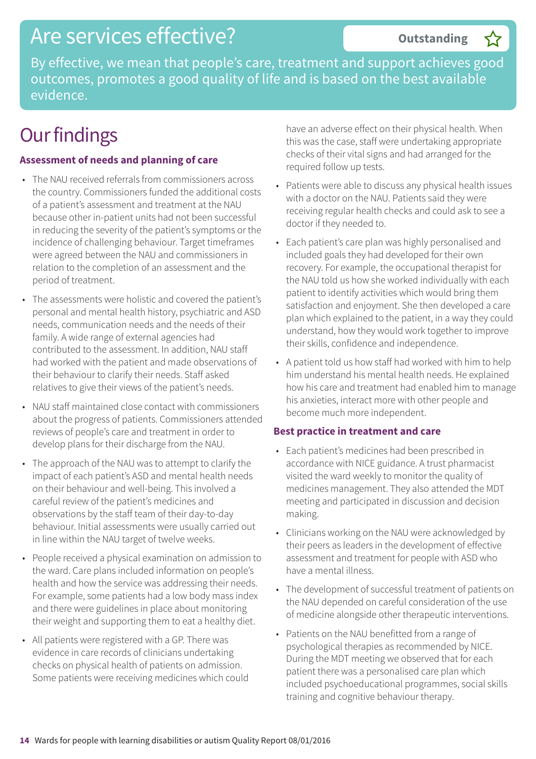# Are services effective?

**Outstanding** ☆

By effective, we mean that people's care, treatment and support achieves good outcomes, promotes a good quality of life and is based on the best available evidence.

## Our findings

### Assessment of needs and planning of care

- The NAU received referrals from commissioners across the country. Commissioners funded the additional costs of a patient's assessment and treatment at the NAU because other in-patient units had not been successful in reducing the severity of the patient's symptoms or the incidence of challenging behaviour. Target timeframes were agreed between the NAU and commissioners in relation to the completion of an assessment and the period of treatment.
- The assessments were holistic and covered the patient's personal and mental health history, psychiatric and ASD needs, communication needs and the needs of their family. A wide range of external agencies had contributed to the assessment. In addition, NAU staff had worked with the patient and made observations of their behaviour to clarify their needs. Staff asked relatives to give their views of the patient's needs.
- NAU staff maintained close contact with commissioners about the progress of patients. Commissioners attended reviews of people's care and treatment in order to develop plans for their discharge from the NAU.
- The approach of the NAU was to attempt to clarify the impact of each patient's ASD and mental health needs on their behaviour and well-being. This involved a careful review of the patient's medicines and observations by the staff team of their day-to-day behaviour. Initial assessments were usually carried out in line within the NAU target of twelve weeks.
- People received a physical examination on admission to the ward. Care plans included information on people's health and how the service was addressing their needs. For example, some patients had a low body mass index and there were guidelines in place about monitoring their weight and supporting them to eat a healthy diet.
- All patients were registered with a GP. There was evidence in care records of clinicians undertaking checks on physical health of patients on admission. Some patients were receiving medicines which could have an adverse effect on their physical health. When this was the case, staff were undertaking appropriate checks of their vital signs and had arranged for the required follow up tests.
- Patients were able to discuss any physical health issues with a doctor on the NAU. Patients said they were receiving regular health checks and could ask to see a doctor if they needed to.
- Each patient's care plan was highly personalised and included goals they had developed for their own recovery. For example, the occupational therapist for the NAU told us how she worked individually with each patient to identify activities which would bring them satisfaction and enjoyment. She then developed a care plan which explained to the patient, in a way they could understand, how they would work together to improve their skills, confidence and independence.
- A patient told us how staff had worked with him to help him understand his mental health needs. He explained how his care and treatment had enabled him to manage his anxieties, interact more with other people and become much more independent.

### Best practice in treatment and care

- Each patient's medicines had been prescribed in accordance with NICE guidance. A trust pharmacist visited the ward weekly to monitor the quality of medicines management. They also attended the MDT meeting and participated in discussion and decision making.
- Clinicians working on the NAU were acknowledged by their peers as leaders in the development of effective assessment and treatment for people with ASD who have a mental illness.
- The development of successful treatment of patients on the NAU depended on careful consideration of the use of medicine alongside other therapeutic interventions.
- Patients on the NAU benefitted from a range of psychological therapies as recommended by NICE. During the MDT meeting we observed that for each patient there was a personalised care plan which included psychoeducational programmes, social skills training and cognitive behaviour therapy.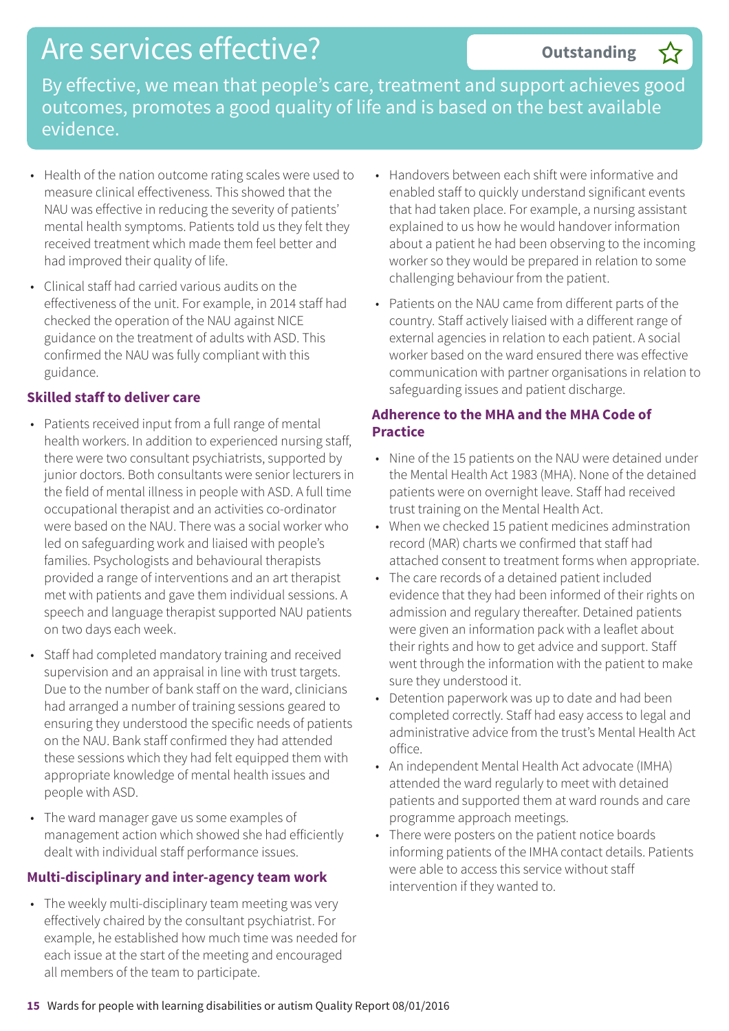# Are services effective?

**Outstanding** ☆

By effective, we mean that people's care, treatment and support achieves good outcomes, promotes a good quality of life and is based on the best available evidence.

- Health of the nation outcome rating scales were used to measure clinical effectiveness. This showed that the NAU was effective in reducing the severity of patients' mental health symptoms. Patients told us they felt they received treatment which made them feel better and had improved their quality of life.
- Clinical staff had carried various audits on the effectiveness of the unit. For example, in 2014 staff had checked the operation of the NAU against NICE guidance on the treatment of adults with ASD. This confirmed the NAU was fully compliant with this guidance.

### Skilled staff to deliver care

- Patients received input from a full range of mental health workers. In addition to experienced nursing staff, there were two consultant psychiatrists, supported by junior doctors. Both consultants were senior lecturers in the field of mental illness in people with ASD. A full time occupational therapist and an activities co-ordinator were based on the NAU. There was a social worker who led on safeguarding work and liaised with people's families. Psychologists and behavioural therapists provided a range of interventions and an art therapist met with patients and gave them individual sessions. A speech and language therapist supported NAU patients on two days each week.
- Staff had completed mandatory training and received supervision and an appraisal in line with trust targets. Due to the number of bank staff on the ward, clinicians had arranged a number of training sessions geared to ensuring they understood the specific needs of patients on the NAU. Bank staff confirmed they had attended these sessions which they had felt equipped them with appropriate knowledge of mental health issues and people with ASD.
- The ward manager gave us some examples of management action which showed she had efficiently dealt with individual staff performance issues.

### Multi-disciplinary and inter-agency team work

- The weekly multi-disciplinary team meeting was very effectively chaired by the consultant psychiatrist. For example, he established how much time was needed for each issue at the start of the meeting and encouraged all members of the team to participate.
- Handovers between each shift were informative and enabled staff to quickly understand significant events that had taken place. For example, a nursing assistant explained to us how he would handover information about a patient he had been observing to the incoming worker so they would be prepared in relation to some challenging behaviour from the patient.
- Patients on the NAU came from different parts of the country. Staff actively liaised with a different range of external agencies in relation to each patient. A social worker based on the ward ensured there was effective communication with partner organisations in relation to safeguarding issues and patient discharge.

### Adherence to the MHA and the MHA Code of Practice

- Nine of the 15 patients on the NAU were detained under the Mental Health Act 1983 (MHA). None of the detained patients were on overnight leave. Staff had received trust training on the Mental Health Act.
- When we checked 15 patient medicines adminstration record (MAR) charts we confirmed that staff had attached consent to treatment forms when appropriate.
- The care records of a detained patient included evidence that they had been informed of their rights on admission and regulary thereafter. Detained patients were given an information pack with a leaflet about their rights and how to get advice and support. Staff went through the information with the patient to make sure they understood it.
- Detention paperwork was up to date and had been completed correctly. Staff had easy access to legal and administrative advice from the trust's Mental Health Act office.
- An independent Mental Health Act advocate (IMHA) attended the ward regularly to meet with detained patients and supported them at ward rounds and care programme approach meetings.
- There were posters on the patient notice boards informing patients of the IMHA contact details. Patients were able to access this service without staff intervention if they wanted to.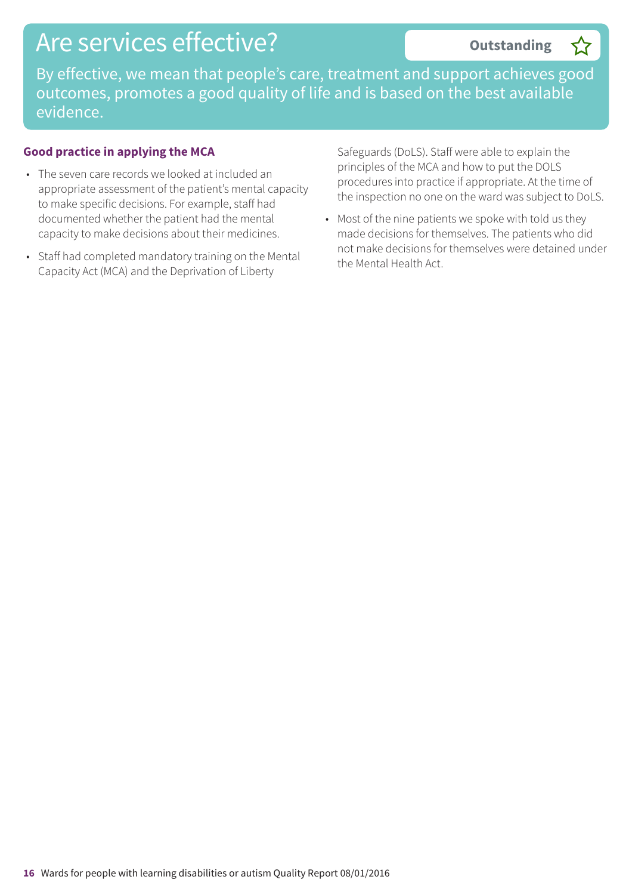# Are services effective?

**Outstanding** ☆

By effective, we mean that people's care, treatment and support achieves good outcomes, promotes a good quality of life and is based on the best available evidence.

### Good practice in applying the MCA

- The seven care records we looked at included an appropriate assessment of the patient's mental capacity to make specific decisions. For example, staff had documented whether the patient had the mental capacity to make decisions about their medicines.
- Staff had completed mandatory training on the Mental Capacity Act (MCA) and the Deprivation of Liberty Safeguards (DoLS). Staff were able to explain the principles of the MCA and how to put the DOLS procedures into practice if appropriate. At the time of the inspection no one on the ward was subject to DoLS.
- Most of the nine patients we spoke with told us they made decisions for themselves. The patients who did not make decisions for themselves were detained under the Mental Health Act.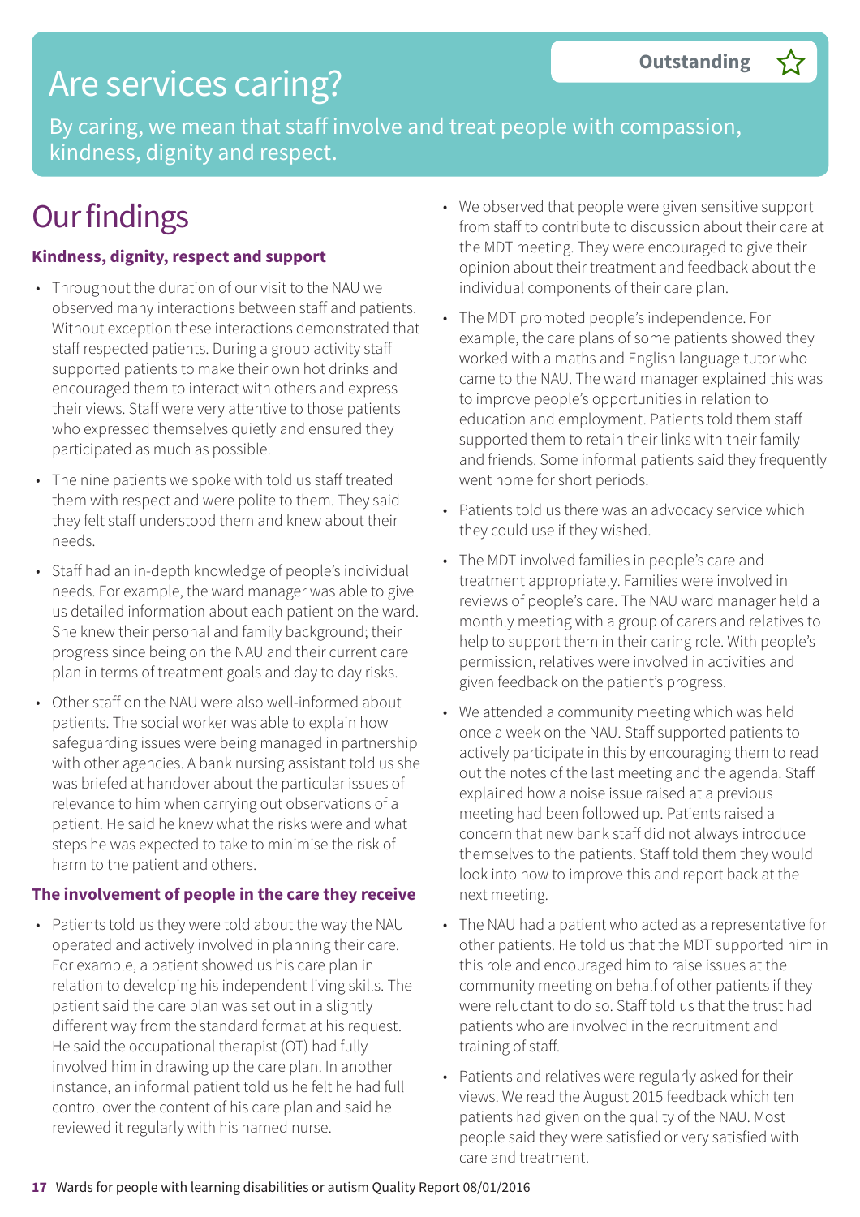# Are services caring?

**Outstanding** ☆

By caring, we mean that staff involve and treat people with compassion, kindness, dignity and respect.

# Our findings

### Kindness, dignity, respect and support

- Throughout the duration of our visit to the NAU we observed many interactions between staff and patients. Without exception these interactions demonstrated that staff respected patients. During a group activity staff supported patients to make their own hot drinks and encouraged them to interact with others and express their views. Staff were very attentive to those patients who expressed themselves quietly and ensured they participated as much as possible.
- The nine patients we spoke with told us staff treated them with respect and were polite to them. They said they felt staff understood them and knew about their needs.
- Staff had an in-depth knowledge of people's individual needs. For example, the ward manager was able to give us detailed information about each patient on the ward. She knew their personal and family background; their progress since being on the NAU and their current care plan in terms of treatment goals and day to day risks.
- Other staff on the NAU were also well-informed about patients. The social worker was able to explain how safeguarding issues were being managed in partnership with other agencies. A bank nursing assistant told us she was briefed at handover about the particular issues of relevance to him when carrying out observations of a patient. He said he knew what the risks were and what steps he was expected to take to minimise the risk of harm to the patient and others.

### The involvement of people in the care they receive

- Patients told us they were told about the way the NAU operated and actively involved in planning their care. For example, a patient showed us his care plan in relation to developing his independent living skills. The patient said the care plan was set out in a slightly different way from the standard format at his request. He said the occupational therapist (OT) had fully involved him in drawing up the care plan. In another instance, an informal patient told us he felt he had full control over the content of his care plan and said he reviewed it regularly with his named nurse.
- We observed that people were given sensitive support from staff to contribute to discussion about their care at the MDT meeting. They were encouraged to give their opinion about their treatment and feedback about the individual components of their care plan.
- The MDT promoted people's independence. For example, the care plans of some patients showed they worked with a maths and English language tutor who came to the NAU. The ward manager explained this was to improve people's opportunities in relation to education and employment. Patients told them staff supported them to retain their links with their family and friends. Some informal patients said they frequently went home for short periods.
- Patients told us there was an advocacy service which they could use if they wished.
- The MDT involved families in people's care and treatment appropriately. Families were involved in reviews of people's care. The NAU ward manager held a monthly meeting with a group of carers and relatives to help to support them in their caring role. With people's permission, relatives were involved in activities and given feedback on the patient's progress.
- We attended a community meeting which was held once a week on the NAU. Staff supported patients to actively participate in this by encouraging them to read out the notes of the last meeting and the agenda. Staff explained how a noise issue raised at a previous meeting had been followed up. Patients raised a concern that new bank staff did not always introduce themselves to the patients. Staff told them they would look into how to improve this and report back at the next meeting.
- The NAU had a patient who acted as a representative for other patients. He told us that the MDT supported him in this role and encouraged him to raise issues at the community meeting on behalf of other patients if they were reluctant to do so. Staff told us that the trust had patients who are involved in the recruitment and training of staff.
- Patients and relatives were regularly asked for their views. We read the August 2015 feedback which ten patients had given on the quality of the NAU. Most people said they were satisfied or very satisfied with care and treatment.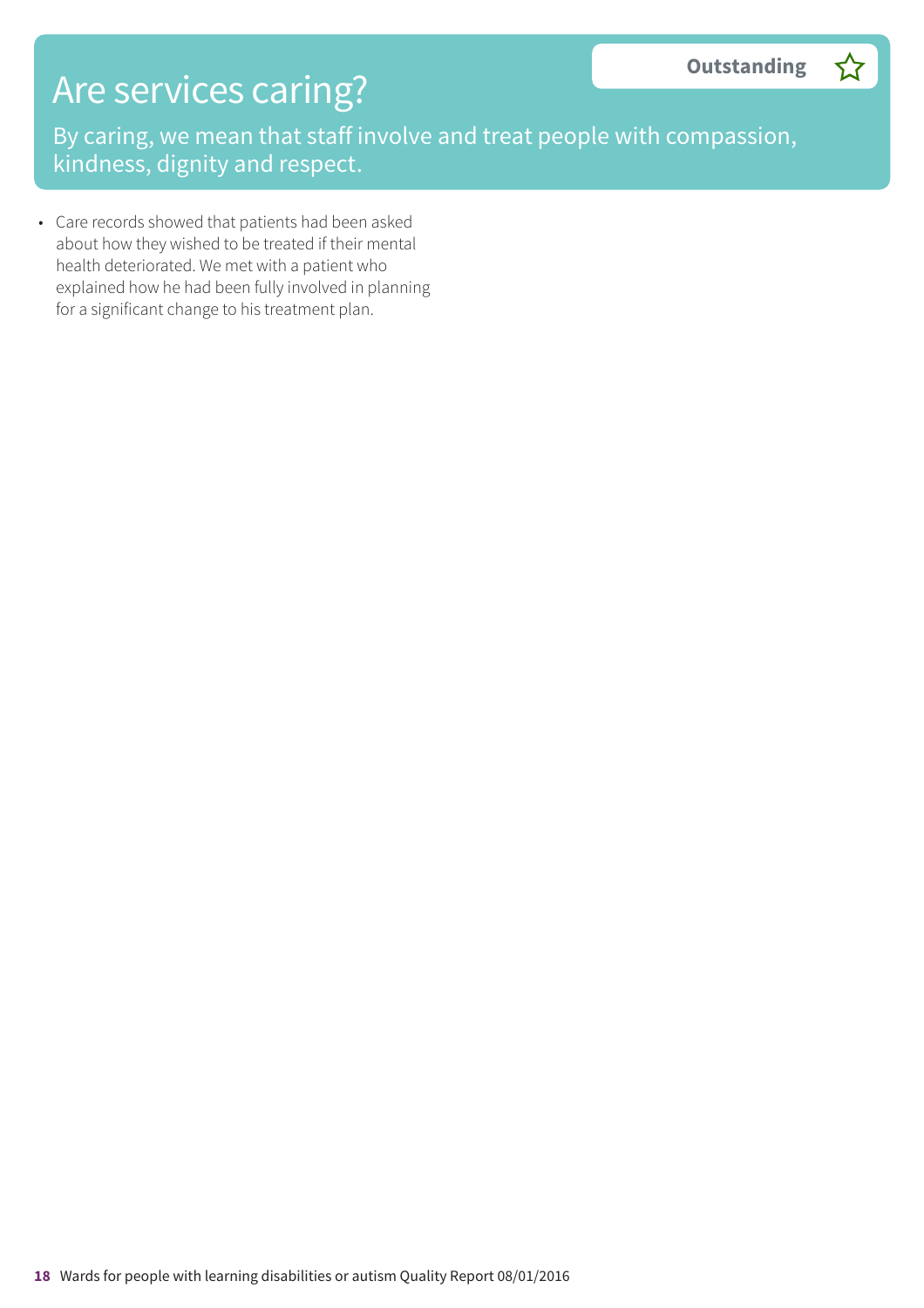# Are services caring?

**Outstanding** ☆

By caring, we mean that staff involve and treat people with compassion, kindness, dignity and respect.

- Care records showed that patients had been asked about how they wished to be treated if their mental health deteriorated. We met with a patient who explained how he had been fully involved in planning for a significant change to his treatment plan.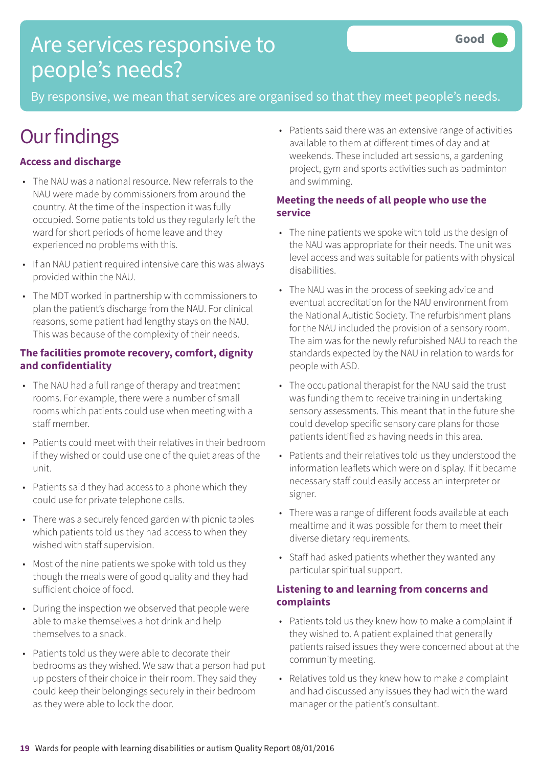# Are services responsive to people's needs?

**Good**

By responsive, we mean that services are organised so that they meet people's needs.

# Our findings

### Access and discharge

- The NAU was a national resource. New referrals to the NAU were made by commissioners from around the country. At the time of the inspection it was fully occupied. Some patients told us they regularly left the ward for short periods of home leave and they experienced no problems with this.
- If an NAU patient required intensive care this was always provided within the NAU.
- The MDT worked in partnership with commissioners to plan the patient's discharge from the NAU. For clinical reasons, some patient had lengthy stays on the NAU. This was because of the complexity of their needs.

### The facilities promote recovery, comfort, dignity and confidentiality

- The NAU had a full range of therapy and treatment rooms. For example, there were a number of small rooms which patients could use when meeting with a staff member.
- Patients could meet with their relatives in their bedroom if they wished or could use one of the quiet areas of the unit.
- Patients said they had access to a phone which they could use for private telephone calls.
- There was a securely fenced garden with picnic tables which patients told us they had access to when they wished with staff supervision.
- Most of the nine patients we spoke with told us they though the meals were of good quality and they had sufficient choice of food.
- During the inspection we observed that people were able to make themselves a hot drink and help themselves to a snack.
- Patients told us they were able to decorate their bedrooms as they wished. We saw that a person had put up posters of their choice in their room. They said they could keep their belongings securely in their bedroom as they were able to lock the door.
- Patients said there was an extensive range of activities available to them at different times of day and at weekends. These included art sessions, a gardening project, gym and sports activities such as badminton and swimming.

### Meeting the needs of all people who use the service

- The nine patients we spoke with told us the design of the NAU was appropriate for their needs. The unit was level access and was suitable for patients with physical disabilities.
- The NAU was in the process of seeking advice and eventual accreditation for the NAU environment from the National Autistic Society. The refurbishment plans for the NAU included the provision of a sensory room. The aim was for the newly refurbished NAU to reach the standards expected by the NAU in relation to wards for people with ASD.
- The occupational therapist for the NAU said the trust was funding them to receive training in undertaking sensory assessments. This meant that in the future she could develop specific sensory care plans for those patients identified as having needs in this area.
- Patients and their relatives told us they understood the information leaflets which were on display. If it became necessary staff could easily access an interpreter or signer.
- There was a range of different foods available at each mealtime and it was possible for them to meet their diverse dietary requirements.
- Staff had asked patients whether they wanted any particular spiritual support.

### Listening to and learning from concerns and complaints

- Patients told us they knew how to make a complaint if they wished to. A patient explained that generally patients raised issues they were concerned about at the community meeting.
- Relatives told us they knew how to make a complaint and had discussed any issues they had with the ward manager or the patient's consultant.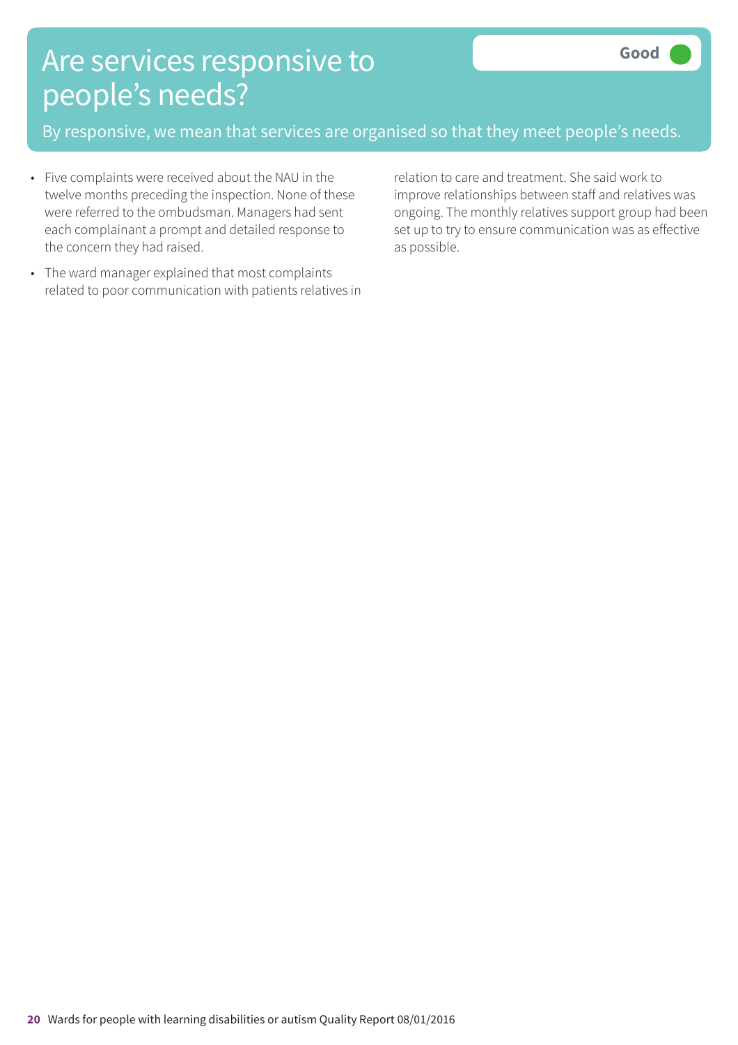# Are services responsive to people's needs?

**Good**

By responsive, we mean that services are organised so that they meet people's needs.

- Five complaints were received about the NAU in the twelve months preceding the inspection. None of these were referred to the ombudsman. Managers had sent each complainant a prompt and detailed response to the concern they had raised.
- The ward manager explained that most complaints related to poor communication with patients relatives in relation to care and treatment. She said work to improve relationships between staff and relatives was ongoing. The monthly relatives support group had been set up to try to ensure communication was as effective as possible.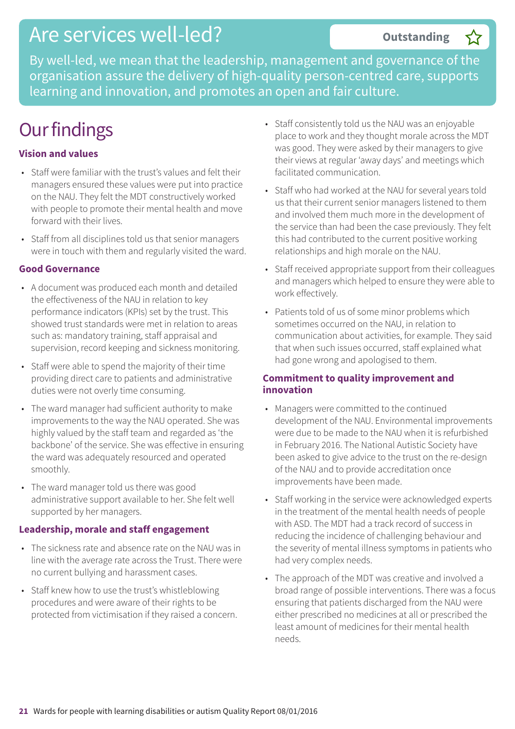# Are services well-led?

**Outstanding** ☆

By well-led, we mean that the leadership, management and governance of the organisation assure the delivery of high-quality person-centred care, supports learning and innovation, and promotes an open and fair culture.

# Our findings

### Vision and values

- Staff were familiar with the trust's values and felt their managers ensured these values were put into practice on the NAU. They felt the MDT constructively worked with people to promote their mental health and move forward with their lives.
- Staff from all disciplines told us that senior managers were in touch with them and regularly visited the ward.

### Good Governance

- A document was produced each month and detailed the effectiveness of the NAU in relation to key performance indicators (KPIs) set by the trust. This showed trust standards were met in relation to areas such as: mandatory training, staff appraisal and supervision, record keeping and sickness monitoring.
- Staff were able to spend the majority of their time providing direct care to patients and administrative duties were not overly time consuming.
- The ward manager had sufficient authority to make improvements to the way the NAU operated. She was highly valued by the staff team and regarded as 'the backbone' of the service. She was effective in ensuring the ward was adequately resourced and operated smoothly.
- The ward manager told us there was good administrative support available to her. She felt well supported by her managers.

### Leadership, morale and staff engagement

- The sickness rate and absence rate on the NAU was in line with the average rate across the Trust. There were no current bullying and harassment cases.
- Staff knew how to use the trust's whistleblowing procedures and were aware of their rights to be protected from victimisation if they raised a concern.
- Staff consistently told us the NAU was an enjoyable place to work and they thought morale across the MDT was good. They were asked by their managers to give their views at regular 'away days' and meetings which facilitated communication.
- Staff who had worked at the NAU for several years told us that their current senior managers listened to them and involved them much more in the development of the service than had been the case previously. They felt this had contributed to the current positive working relationships and high morale on the NAU.
- Staff received appropriate support from their colleagues and managers which helped to ensure they were able to work effectively.
- Patients told of us of some minor problems which sometimes occurred on the NAU, in relation to communication about activities, for example. They said that when such issues occurred, staff explained what had gone wrong and apologised to them.

### Commitment to quality improvement and innovation

- Managers were committed to the continued development of the NAU. Environmental improvements were due to be made to the NAU when it is refurbished in February 2016. The National Autistic Society have been asked to give advice to the trust on the re-design of the NAU and to provide accreditation once improvements have been made.
- Staff working in the service were acknowledged experts in the treatment of the mental health needs of people with ASD. The MDT had a track record of success in reducing the incidence of challenging behaviour and the severity of mental illness symptoms in patients who had very complex needs.
- The approach of the MDT was creative and involved a broad range of possible interventions. There was a focus ensuring that patients discharged from the NAU were either prescribed no medicines at all or prescribed the least amount of medicines for their mental health needs.